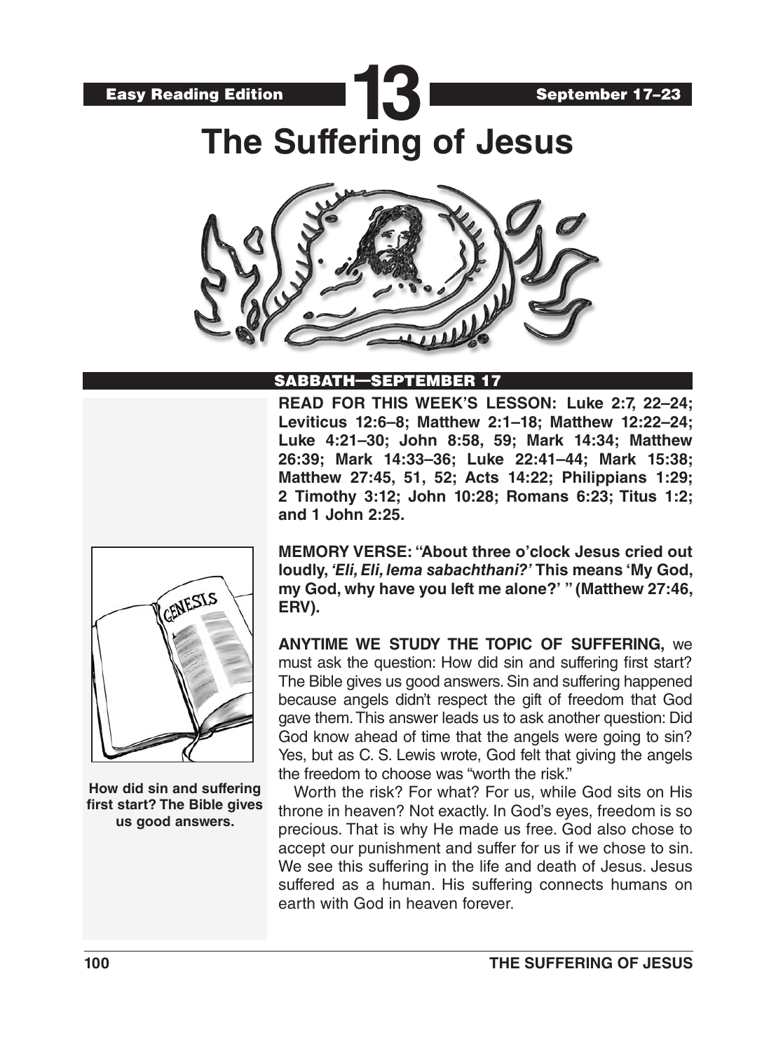Easy Reading Edition **13** September 17–23

# The Suffering of Jesus

## SABBATH—SEPTEMBER 17

**READ FOR THIS WEEK'S LESSON: Luke 2:7, 22–24; Leviticus 12:6–8; Matthew 2:1–18; Matthew 12:22–24; Luke 4:21–30; John 8:58, 59; Mark 14:34; Matthew 26:39; Mark 14:33–36; Luke 22:41–44; Mark 15:38; Matthew 27:45, 51, 52; Acts 14:22; Philippians 1:29; 2 Timothy 3:12; John 10:28; Romans 6:23; Titus 1:2; and 1 John 2:25.**

**MEMORY VERSE: "About three o'clock Jesus cried out loudly, *'Eli, Eli, lema sabachthani?'* This means 'My God, my God, why have you left me alone?' " (Matthew 27:46, ERV).**

**How did sin and suffering first start? The Bible gives us good answers.**

**ANYTIME WE STUDY THE TOPIC OF SUFFERING,** we must ask the question: How did sin and suffering first start? The Bible gives us good answers. Sin and suffering happened because angels didn't respect the gift of freedom that God gave them. This answer leads us to ask another question: Did God know ahead of time that the angels were going to sin? Yes, but as C. S. Lewis wrote, God felt that giving the angels the freedom to choose was "worth the risk."

Worth the risk? For what? For us, while God sits on His throne in heaven? Not exactly. In God's eyes, freedom is so precious. That is why He made us free. God also chose to accept our punishment and suffer for us if we chose to sin. We see this suffering in the life and death of Jesus. Jesus suffered as a human. His suffering connects humans on earth with God in heaven forever.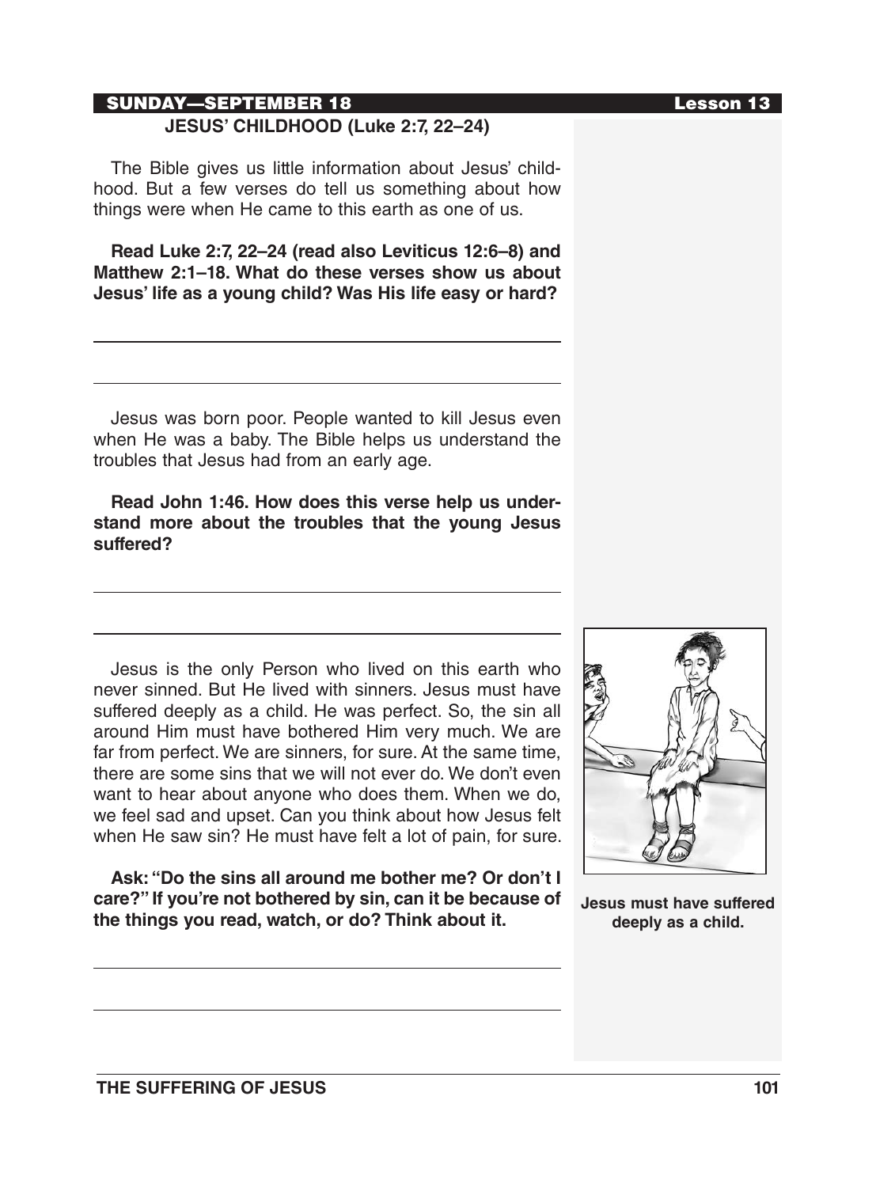## SUNDAY—SEPTEMBER 18

### JESUS' CHILDHOOD (Luke 2:7, 22–24)

The Bible gives us little information about Jesus' childhood. But a few verses do tell us something about how things were when He came to this earth as one of us.

**Read Luke 2:7, 22–24 (read also Leviticus 12:6–8) and Matthew 2:1–18. What do these verses show us about Jesus' life as a young child? Was His life easy or hard?**

Jesus was born poor. People wanted to kill Jesus even when He was a baby. The Bible helps us understand the troubles that Jesus had from an early age.

**Read John 1:46. How does this verse help us understand more about the troubles that the young Jesus suffered?**

Jesus is the only Person who lived on this earth who never sinned. But He lived with sinners. Jesus must have suffered deeply as a child. He was perfect. So, the sin all around Him must have bothered Him very much. We are far from perfect. We are sinners, for sure. At the same time, there are some sins that we will not ever do. We don't even want to hear about anyone who does them. When we do, we feel sad and upset. Can you think about how Jesus felt when He saw sin? He must have felt a lot of pain, for sure.

**Ask: "Do the sins all around me bother me? Or don't I care?" If you're not bothered by sin, can it be because of the things you read, watch, or do? Think about it.**

**Jesus must have suffered deeply as a child.**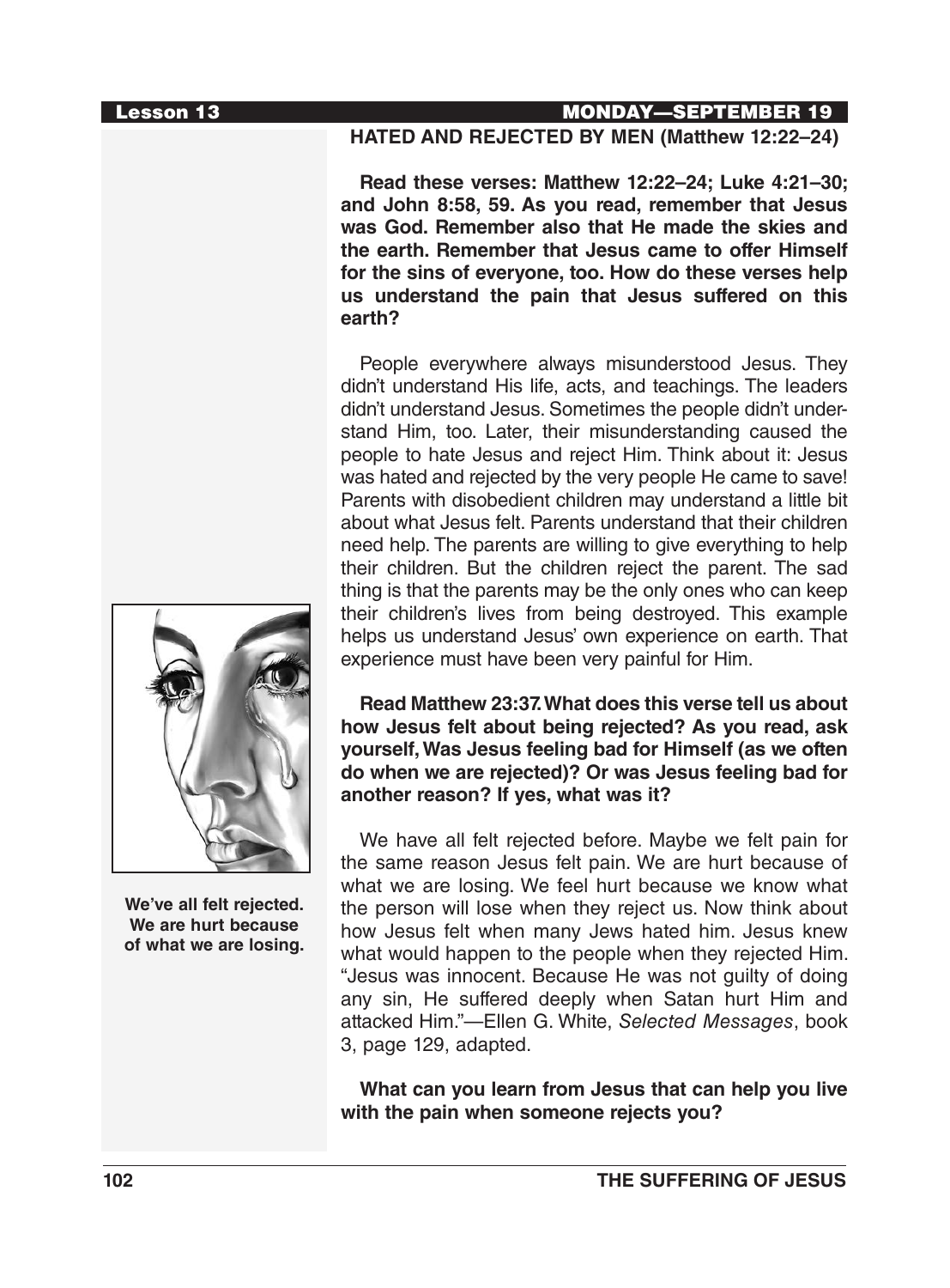Lesson 13 MONDAY—SEPTEMBER 19

## HATED AND REJECTED BY MEN (Matthew 12:22–24)

**Read these verses: Matthew 12:22–24; Luke 4:21–30; and John 8:58, 59. As you read, remember that Jesus was God. Remember also that He made the skies and the earth. Remember that Jesus came to offer Himself for the sins of everyone, too. How do these verses help us understand the pain that Jesus suffered on this earth?**

People everywhere always misunderstood Jesus. They didn't understand His life, acts, and teachings. The leaders didn't understand Jesus. Sometimes the people didn't understand Him, too. Later, their misunderstanding caused the people to hate Jesus and reject Him. Think about it: Jesus was hated and rejected by the very people He came to save! Parents with disobedient children may understand a little bit about what Jesus felt. Parents understand that their children need help. The parents are willing to give everything to help their children. But the children reject the parent. The sad thing is that the parents may be the only ones who can keep their children's lives from being destroyed. This example helps us understand Jesus' own experience on earth. That experience must have been very painful for Him.

**Read Matthew 23:37. What does this verse tell us about how Jesus felt about being rejected? As you read, ask yourself, Was Jesus feeling bad for Himself (as we often do when we are rejected)? Or was Jesus feeling bad for another reason? If yes, what was it?**

We have all felt rejected before. Maybe we felt pain for the same reason Jesus felt pain. We are hurt because of what we are losing. We feel hurt because we know what the person will lose when they reject us. Now think about how Jesus felt when many Jews hated him. Jesus knew what would happen to the people when they rejected Him. "Jesus was innocent. Because He was not guilty of doing any sin, He suffered deeply when Satan hurt Him and attacked Him."—Ellen G. White, *Selected Messages*, book 3, page 129, adapted.

**We've all felt rejected. We are hurt because of what we are losing.**

**What can you learn from Jesus that can help you live with the pain when someone rejects you?**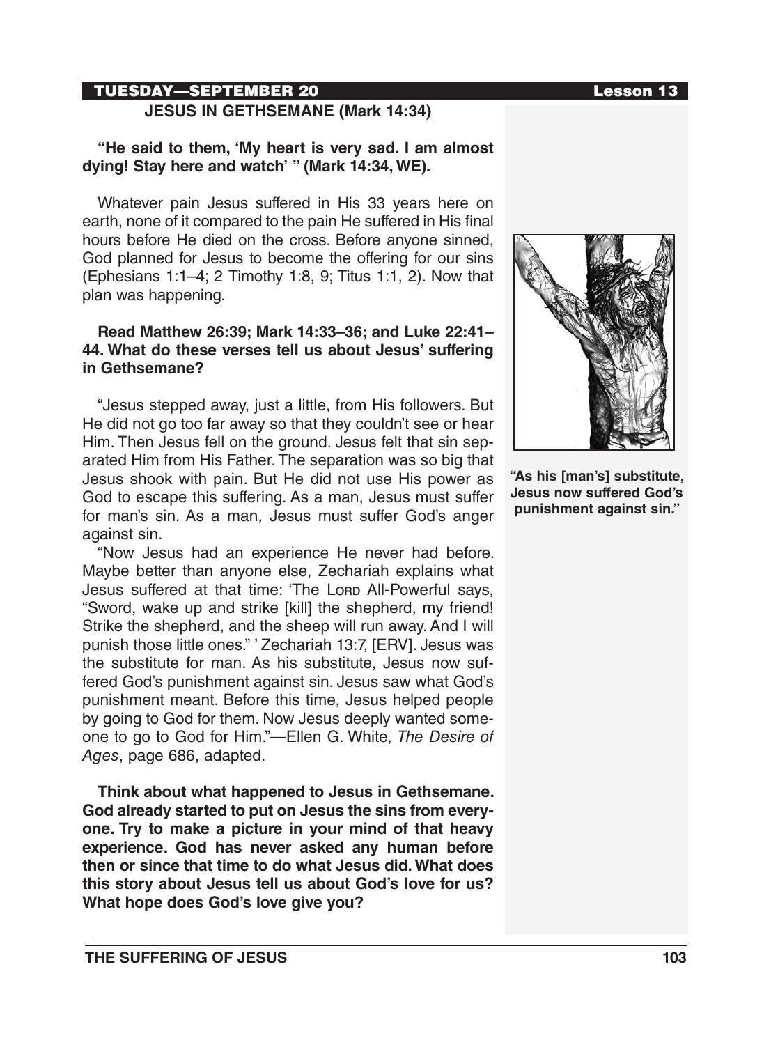## TUESDAY—SEPTEMBER 20

### JESUS IN GETHSEMANE (Mark 14:34)

**"He said to them, 'My heart is very sad. I am almost dying! Stay here and watch' " (Mark 14:34, WE).**

Whatever pain Jesus suffered in His 33 years here on earth, none of it compared to the pain He suffered in His final hours before He died on the cross. Before anyone sinned, God planned for Jesus to become the offering for our sins (Ephesians 1:1–4; 2 Timothy 1:8, 9; Titus 1:1, 2). Now that plan was happening.

**Read Matthew 26:39; Mark 14:33–36; and Luke 22:41–44. What do these verses tell us about Jesus' suffering in Gethsemane?**

"Jesus stepped away, just a little, from His followers. But He did not go too far away so that they couldn't see or hear Him. Then Jesus fell on the ground. Jesus felt that sin separated Him from His Father. The separation was so big that Jesus shook with pain. But He did not use His power as God to escape this suffering. As a man, Jesus must suffer for man's sin. As a man, Jesus must suffer God's anger against sin.

"Now Jesus had an experience He never had before. Maybe better than anyone else, Zechariah explains what Jesus suffered at that time: 'The LORD All-Powerful says, "Sword, wake up and strike [kill] the shepherd, my friend! Strike the shepherd, and the sheep will run away. And I will punish those little ones." ' Zechariah 13:7, [ERV]. Jesus was the substitute for man. As his substitute, Jesus now suffered God's punishment against sin. Jesus saw what God's punishment meant. Before this time, Jesus helped people by going to God for them. Now Jesus deeply wanted someone to go to God for Him."—Ellen G. White, *The Desire of Ages*, page 686, adapted.

**"As his [man's] substitute, Jesus now suffered God's punishment against sin."**

**Think about what happened to Jesus in Gethsemane. God already started to put on Jesus the sins from everyone. Try to make a picture in your mind of that heavy experience. God has never asked any human before then or since that time to do what Jesus did. What does this story about Jesus tell us about God's love for us? What hope does God's love give you?**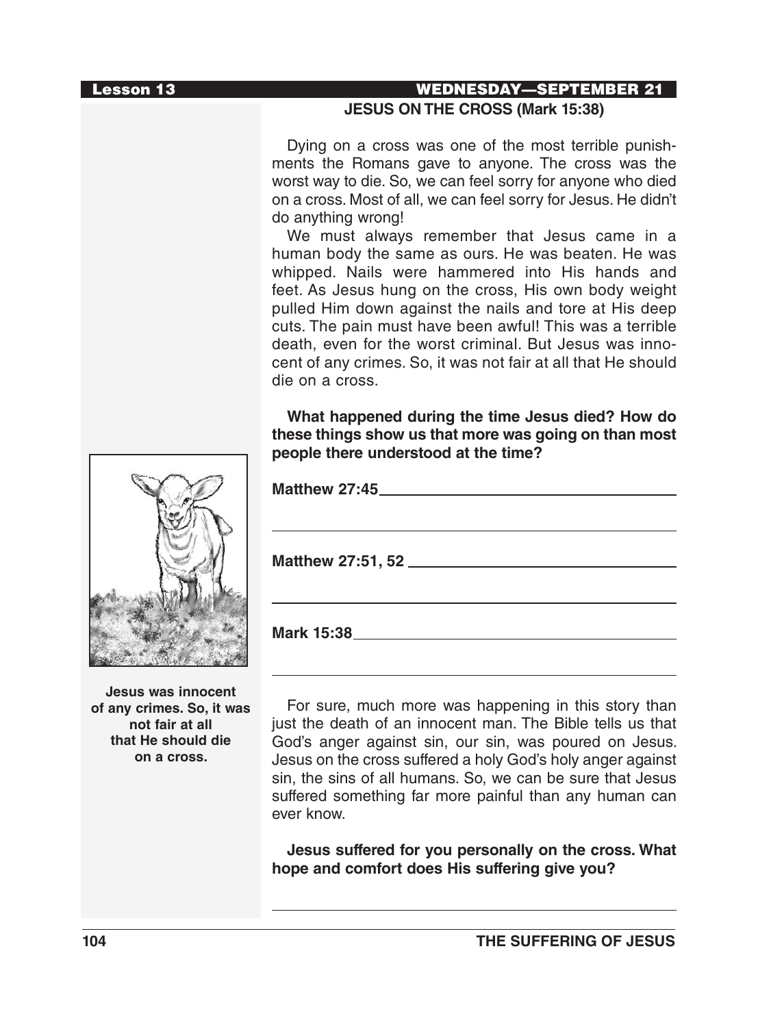**Lesson 13** **WEDNESDAY—SEPTEMBER 21**

## JESUS ON THE CROSS (Mark 15:38)

Dying on a cross was one of the most terrible punishments the Romans gave to anyone. The cross was the worst way to die. So, we can feel sorry for anyone who died on a cross. Most of all, we can feel sorry for Jesus. He didn't do anything wrong!

We must always remember that Jesus came in a human body the same as ours. He was beaten. He was whipped. Nails were hammered into His hands and feet. As Jesus hung on the cross, His own body weight pulled Him down against the nails and tore at His deep cuts. The pain must have been awful! This was a terrible death, even for the worst criminal. But Jesus was innocent of any crimes. So, it was not fair at all that He should die on a cross.

**What happened during the time Jesus died? How do these things show us that more was going on than most people there understood at the time?**

**Matthew 27:45** ______________________________

______________________________________________

**Matthew 27:51, 52** ____________________________

______________________________________________

**Mark 15:38** _________________________________

______________________________________________

**Jesus was innocent of any crimes. So, it was not fair at all that He should die on a cross.**

For sure, much more was happening in this story than just the death of an innocent man. The Bible tells us that God's anger against sin, our sin, was poured on Jesus. Jesus on the cross suffered a holy God's holy anger against sin, the sins of all humans. So, we can be sure that Jesus suffered something far more painful than any human can ever know.

**Jesus suffered for you personally on the cross. What hope and comfort does His suffering give you?**

______________________________________________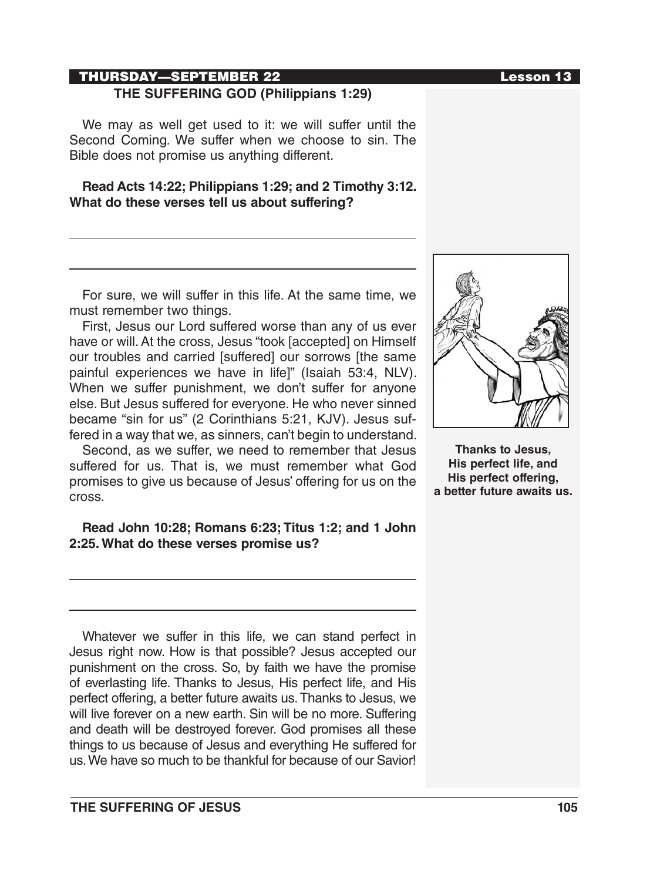**THURSDAY—SEPTEMBER 22**

## THE SUFFERING GOD (Philippians 1:29)

We may as well get used to it: we will suffer until the Second Coming. We suffer when we choose to sin. The Bible does not promise us anything different.

**Read Acts 14:22; Philippians 1:29; and 2 Timothy 3:12. What do these verses tell us about suffering?**

---

---

For sure, we will suffer in this life. At the same time, we must remember two things.

First, Jesus our Lord suffered worse than any of us ever have or will. At the cross, Jesus "took [accepted] on Himself our troubles and carried [suffered] our sorrows [the same painful experiences we have in life]" (Isaiah 53:4, NLV). When we suffer punishment, we don't suffer for anyone else. But Jesus suffered for everyone. He who never sinned became "sin for us" (2 Corinthians 5:21, KJV). Jesus suffered in a way that we, as sinners, can't begin to understand.

Second, as we suffer, we need to remember that Jesus suffered for us. That is, we must remember what God promises to give us because of Jesus' offering for us on the cross.

**Thanks to Jesus, His perfect life, and His perfect offering, a better future awaits us.**

**Read John 10:28; Romans 6:23; Titus 1:2; and 1 John 2:25. What do these verses promise us?**

---

---

Whatever we suffer in this life, we can stand perfect in Jesus right now. How is that possible? Jesus accepted our punishment on the cross. So, by faith we have the promise of everlasting life. Thanks to Jesus, His perfect life, and His perfect offering, a better future awaits us. Thanks to Jesus, we will live forever on a new earth. Sin will be no more. Suffering and death will be destroyed forever. God promises all these things to us because of Jesus and everything He suffered for us. We have so much to be thankful for because of our Savior!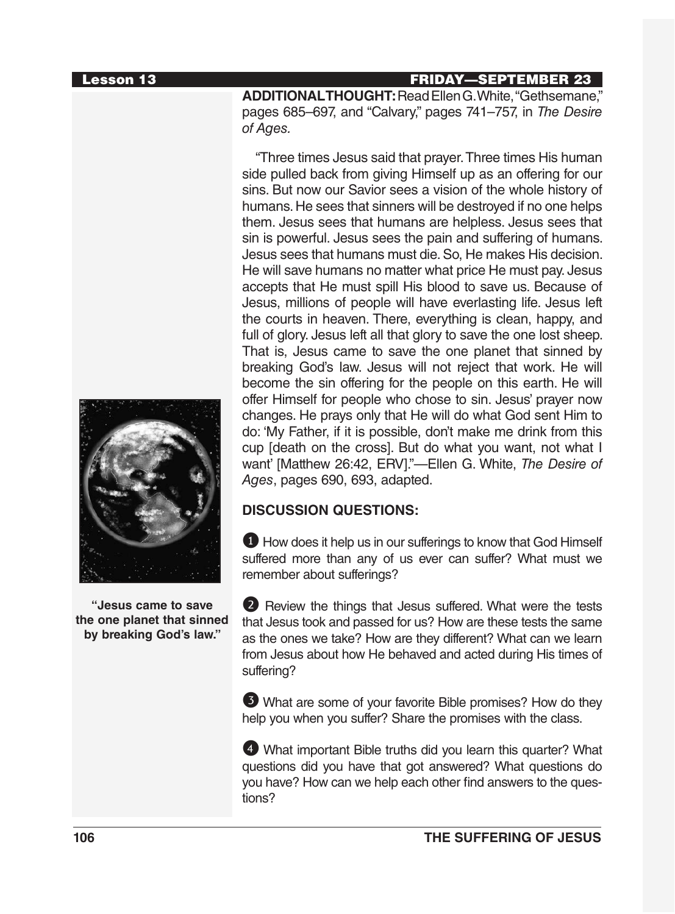**Lesson 13** **FRIDAY—SEPTEMBER 23**

**ADDITIONAL THOUGHT:** Read Ellen G. White, "Gethsemane," pages 685–697, and "Calvary," pages 741–757, in *The Desire of Ages.*

"Three times Jesus said that prayer. Three times His human side pulled back from giving Himself up as an offering for our sins. But now our Savior sees a vision of the whole history of humans. He sees that sinners will be destroyed if no one helps them. Jesus sees that humans are helpless. Jesus sees that sin is powerful. Jesus sees the pain and suffering of humans. Jesus sees that humans must die. So, He makes His decision. He will save humans no matter what price He must pay. Jesus accepts that He must spill His blood to save us. Because of Jesus, millions of people will have everlasting life. Jesus left the courts in heaven. There, everything is clean, happy, and full of glory. Jesus left all that glory to save the one lost sheep. That is, Jesus came to save the one planet that sinned by breaking God's law. Jesus will not reject that work. He will become the sin offering for the people on this earth. He will offer Himself for people who chose to sin. Jesus' prayer now changes. He prays only that He will do what God sent Him to do: 'My Father, if it is possible, don't make me drink from this cup [death on the cross]. But do what you want, not what I want' [Matthew 26:42, ERV]."—Ellen G. White, *The Desire of Ages*, pages 690, 693, adapted.

**"Jesus came to save the one planet that sinned by breaking God's law."**

**DISCUSSION QUESTIONS:**

1. How does it help us in our sufferings to know that God Himself suffered more than any of us ever can suffer? What must we remember about sufferings?

2. Review the things that Jesus suffered. What were the tests that Jesus took and passed for us? How are these tests the same as the ones we take? How are they different? What can we learn from Jesus about how He behaved and acted during His times of suffering?

3. What are some of your favorite Bible promises? How do they help you when you suffer? Share the promises with the class.

4. What important Bible truths did you learn this quarter? What questions did you have that got answered? What questions do you have? How can we help each other find answers to the questions?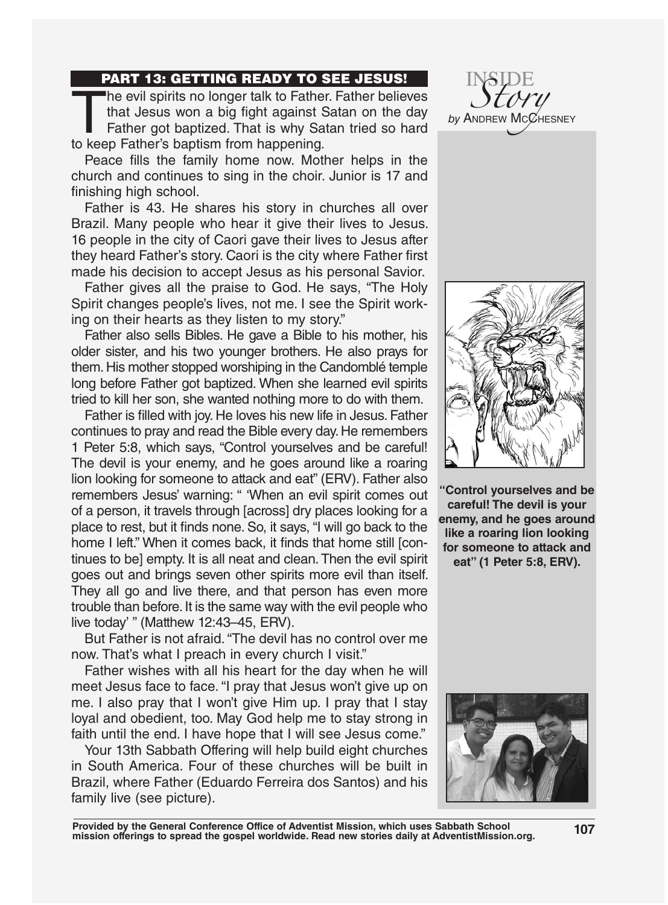## PART 13: GETTING READY TO SEE JESUS!

INSIDE *Story* by ANDREW MCCHESNEY

The evil spirits no longer talk to Father. Father believes that Jesus won a big fight against Satan on the day Father got baptized. That is why Satan tried so hard to keep Father's baptism from happening.

Peace fills the family home now. Mother helps in the church and continues to sing in the choir. Junior is 17 and finishing high school.

Father is 43. He shares his story in churches all over Brazil. Many people who hear it give their lives to Jesus. 16 people in the city of Caori gave their lives to Jesus after they heard Father's story. Caori is the city where Father first made his decision to accept Jesus as his personal Savior.

Father gives all the praise to God. He says, "The Holy Spirit changes people's lives, not me. I see the Spirit working on their hearts as they listen to my story."

Father also sells Bibles. He gave a Bible to his mother, his older sister, and his two younger brothers. He also prays for them. His mother stopped worshiping in the Candomblé temple long before Father got baptized. When she learned evil spirits tried to kill her son, she wanted nothing more to do with them.

Father is filled with joy. He loves his new life in Jesus. Father continues to pray and read the Bible every day. He remembers 1 Peter 5:8, which says, "Control yourselves and be careful! The devil is your enemy, and he goes around like a roaring lion looking for someone to attack and eat" (ERV). Father also remembers Jesus' warning: " 'When an evil spirit comes out of a person, it travels through [across] dry places looking for a place to rest, but it finds none. So, it says, "I will go back to the home I left." When it comes back, it finds that home still [continues to be] empty. It is all neat and clean. Then the evil spirit goes out and brings seven other spirits more evil than itself. They all go and live there, and that person has even more trouble than before. It is the same way with the evil people who live today' " (Matthew 12:43–45, ERV).

But Father is not afraid. "The devil has no control over me now. That's what I preach in every church I visit."

Father wishes with all his heart for the day when he will meet Jesus face to face. "I pray that Jesus won't give up on me. I also pray that I won't give Him up. I pray that I stay loyal and obedient, too. May God help me to stay strong in faith until the end. I have hope that I will see Jesus come."

Your 13th Sabbath Offering will help build eight churches in South America. Four of these churches will be built in Brazil, where Father (Eduardo Ferreira dos Santos) and his family live (see picture).

**"Control yourselves and be careful! The devil is your enemy, and he goes around like a roaring lion looking for someone to attack and eat" (1 Peter 5:8, ERV).**

**Provided by the General Conference Office of Adventist Mission, which uses Sabbath School mission offerings to spread the gospel worldwide. Read new stories daily at AdventistMission.org.**